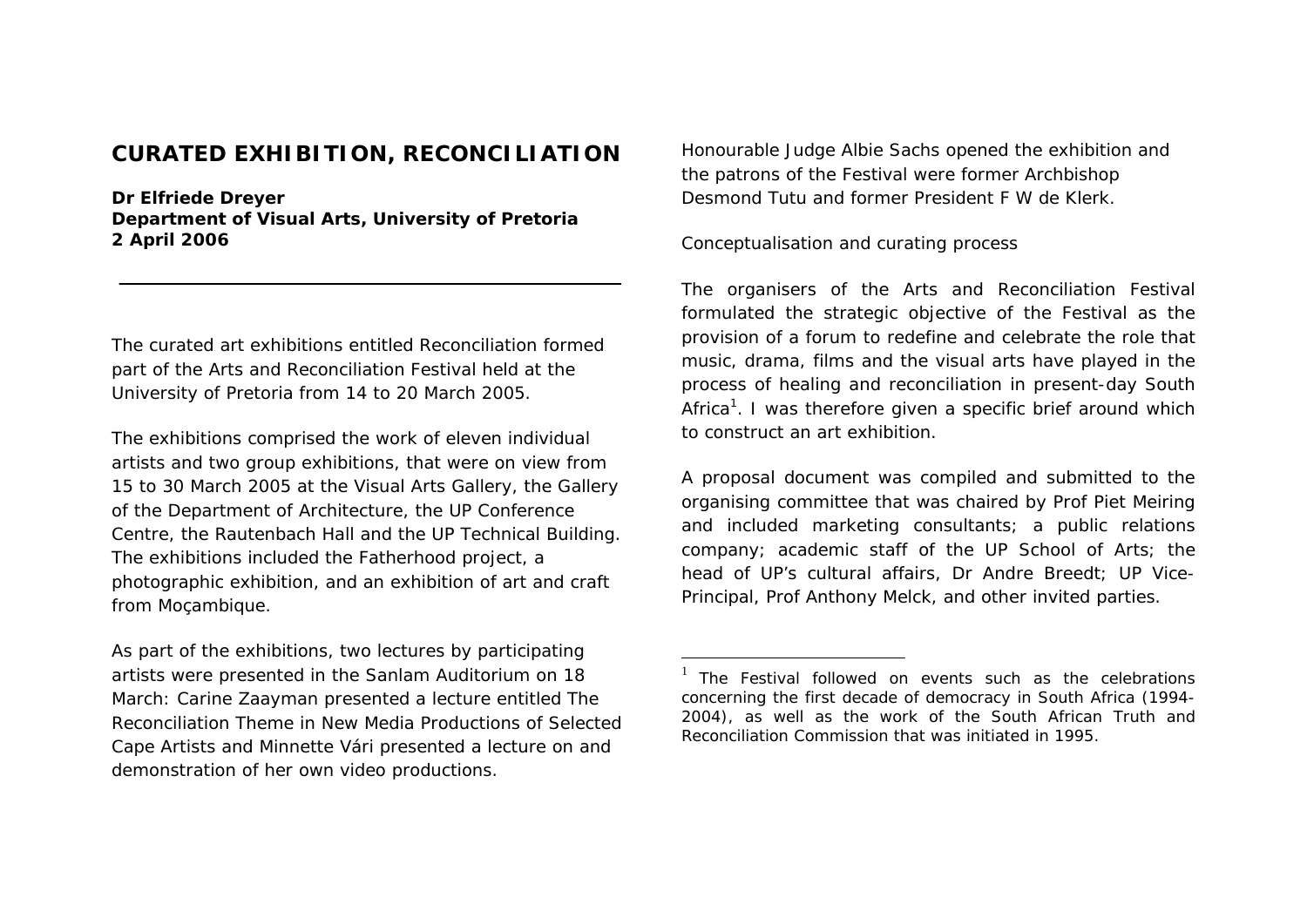# CURATED EXHIBITION, RECONCILIATION

**Dr Elfriede Dreyer**
**Department of Visual Arts, University of Pretoria**
**2 April 2006**

---

The curated art exhibitions entitled Reconciliation formed part of the Arts and Reconciliation Festival held at the University of Pretoria from 14 to 20 March 2005.

The exhibitions comprised the work of eleven individual artists and two group exhibitions, that were on view from 15 to 30 March 2005 at the Visual Arts Gallery, the Gallery of the Department of Architecture, the UP Conference Centre, the Rautenbach Hall and the UP Technical Building. The exhibitions included the Fatherhood project, a photographic exhibition, and an exhibition of art and craft from Moçambique.

As part of the exhibitions, two lectures by participating artists were presented in the Sanlam Auditorium on 18 March: Carine Zaayman presented a lecture entitled The Reconciliation Theme in New Media Productions of Selected Cape Artists and Minnette Vári presented a lecture on and demonstration of her own video productions.

Honourable Judge Albie Sachs opened the exhibition and the patrons of the Festival were former Archbishop Desmond Tutu and former President F W de Klerk.

Conceptualisation and curating process

The organisers of the Arts and Reconciliation Festival formulated the strategic objective of the Festival as the provision of a forum to redefine and celebrate the role that music, drama, films and the visual arts have played in the process of healing and reconciliation in present-day South Africa[1]. I was therefore given a specific brief around which to construct an art exhibition.

A proposal document was compiled and submitted to the organising committee that was chaired by Prof Piet Meiring and included marketing consultants; a public relations company; academic staff of the UP School of Arts; the head of UP's cultural affairs, Dr Andre Breedt; UP Vice-Principal, Prof Anthony Melck, and other invited parties.

---

[1] The Festival followed on events such as the celebrations concerning the first decade of democracy in South Africa (1994-2004), as well as the work of the South African Truth and Reconciliation Commission that was initiated in 1995.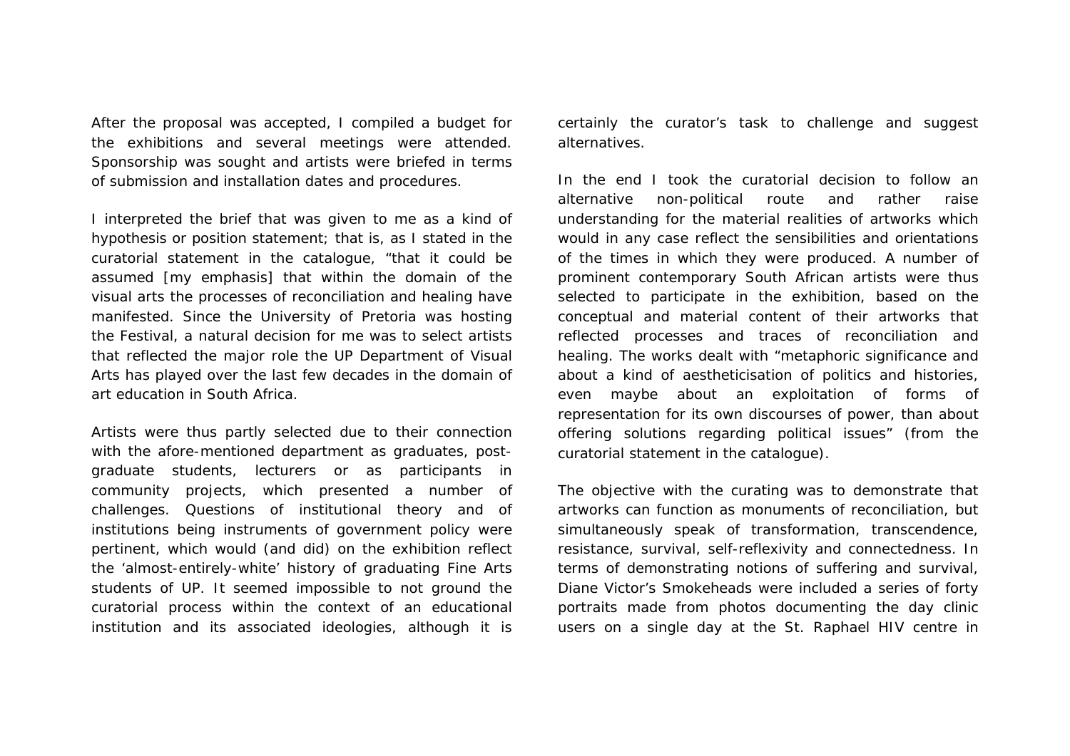After the proposal was accepted, I compiled a budget for the exhibitions and several meetings were attended. Sponsorship was sought and artists were briefed in terms of submission and installation dates and procedures.

I interpreted the brief that was given to me as a kind of hypothesis or position statement; that is, as I stated in the curatorial statement in the catalogue, "that it could be assumed [my emphasis] that within the domain of the visual arts the processes of reconciliation and healing have manifested. Since the University of Pretoria was hosting the Festival, a natural decision for me was to select artists that reflected the major role the UP Department of Visual Arts has played over the last few decades in the domain of art education in South Africa.

Artists were thus partly selected due to their connection with the afore-mentioned department as graduates, post-graduate students, lecturers or as participants in community projects, which presented a number of challenges. Questions of institutional theory and of institutions being instruments of government policy were pertinent, which would (and did) on the exhibition reflect the 'almost-entirely-white' history of graduating Fine Arts students of UP. It seemed impossible to not ground the curatorial process within the context of an educational institution and its associated ideologies, although it is certainly the curator's task to challenge and suggest alternatives.

In the end I took the curatorial decision to follow an alternative non-political route and rather raise understanding for the material realities of artworks which would in any case reflect the sensibilities and orientations of the times in which they were produced. A number of prominent contemporary South African artists were thus selected to participate in the exhibition, based on the conceptual and material content of their artworks that reflected processes and traces of reconciliation and healing. The works dealt with "metaphoric significance and about a kind of aestheticisation of politics and histories, even maybe about an exploitation of forms of representation for its own discourses of power, than about offering solutions regarding political issues" (from the curatorial statement in the catalogue).

The objective with the curating was to demonstrate that artworks can function as monuments of reconciliation, but simultaneously speak of transformation, transcendence, resistance, survival, self-reflexivity and connectedness. In terms of demonstrating notions of suffering and survival, Diane Victor's Smokeheads were included a series of forty portraits made from photos documenting the day clinic users on a single day at the St. Raphael HIV centre in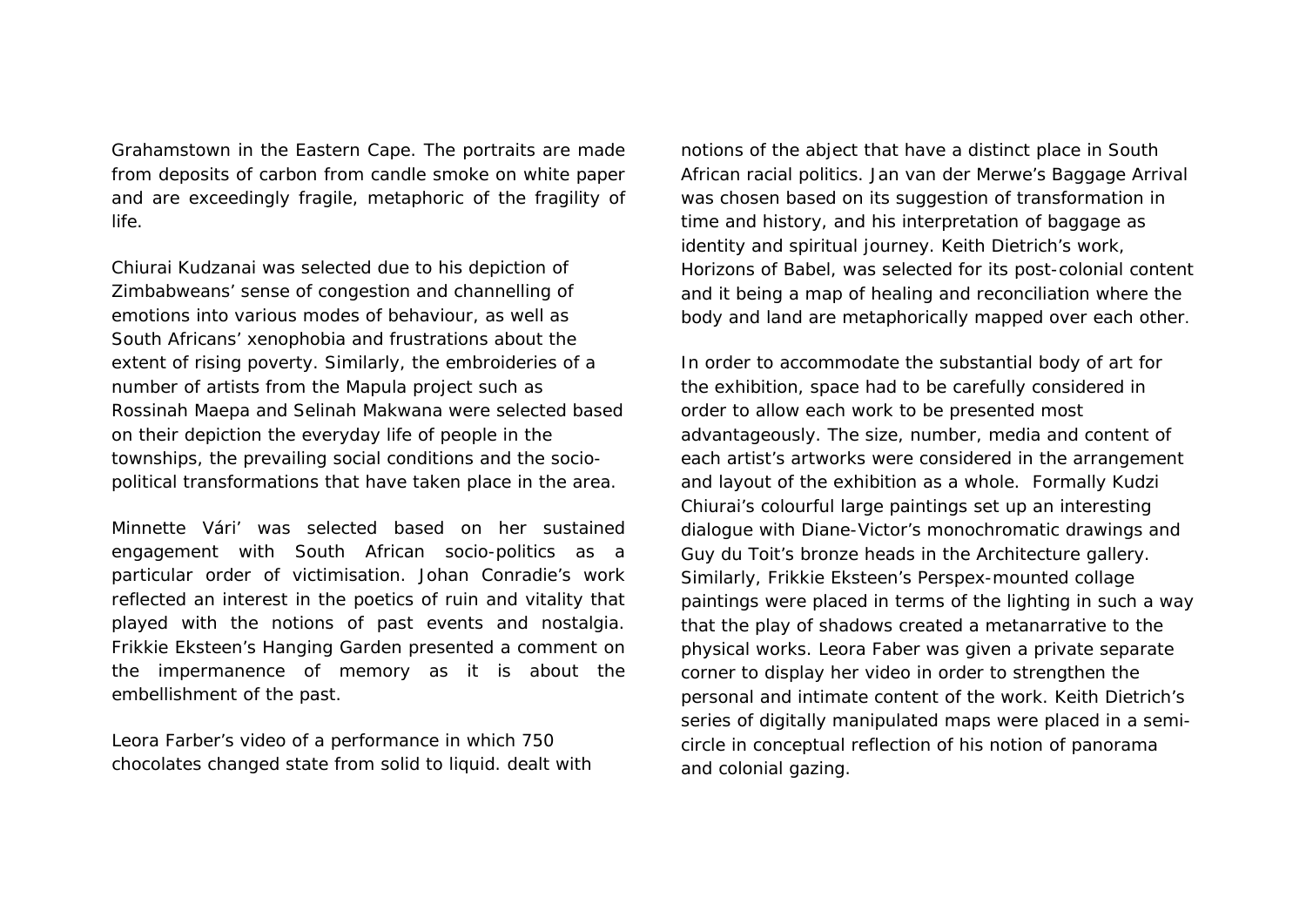Grahamstown in the Eastern Cape. The portraits are made from deposits of carbon from candle smoke on white paper and are exceedingly fragile, metaphoric of the fragility of life.

Chiurai Kudzanai was selected due to his depiction of Zimbabweans' sense of congestion and channelling of emotions into various modes of behaviour, as well as South Africans' xenophobia and frustrations about the extent of rising poverty. Similarly, the embroideries of a number of artists from the Mapula project such as Rossinah Maepa and Selinah Makwana were selected based on their depiction the everyday life of people in the townships, the prevailing social conditions and the socio-political transformations that have taken place in the area.

Minnette Vári' was selected based on her sustained engagement with South African socio-politics as a particular order of victimisation. Johan Conradie's work reflected an interest in the poetics of ruin and vitality that played with the notions of past events and nostalgia. Frikkie Eksteen's Hanging Garden presented a comment on the impermanence of memory as it is about the embellishment of the past.

Leora Farber's video of a performance in which 750 chocolates changed state from solid to liquid. dealt with notions of the abject that have a distinct place in South African racial politics. Jan van der Merwe's Baggage Arrival was chosen based on its suggestion of transformation in time and history, and his interpretation of baggage as identity and spiritual journey. Keith Dietrich's work, Horizons of Babel, was selected for its post-colonial content and it being a map of healing and reconciliation where the body and land are metaphorically mapped over each other.

In order to accommodate the substantial body of art for the exhibition, space had to be carefully considered in order to allow each work to be presented most advantageously. The size, number, media and content of each artist's artworks were considered in the arrangement and layout of the exhibition as a whole. Formally Kudzi Chiurai's colourful large paintings set up an interesting dialogue with Diane-Victor's monochromatic drawings and Guy du Toit's bronze heads in the Architecture gallery. Similarly, Frikkie Eksteen's Perspex-mounted collage paintings were placed in terms of the lighting in such a way that the play of shadows created a metanarrative to the physical works. Leora Faber was given a private separate corner to display her video in order to strengthen the personal and intimate content of the work. Keith Dietrich's series of digitally manipulated maps were placed in a semi-circle in conceptual reflection of his notion of panorama and colonial gazing.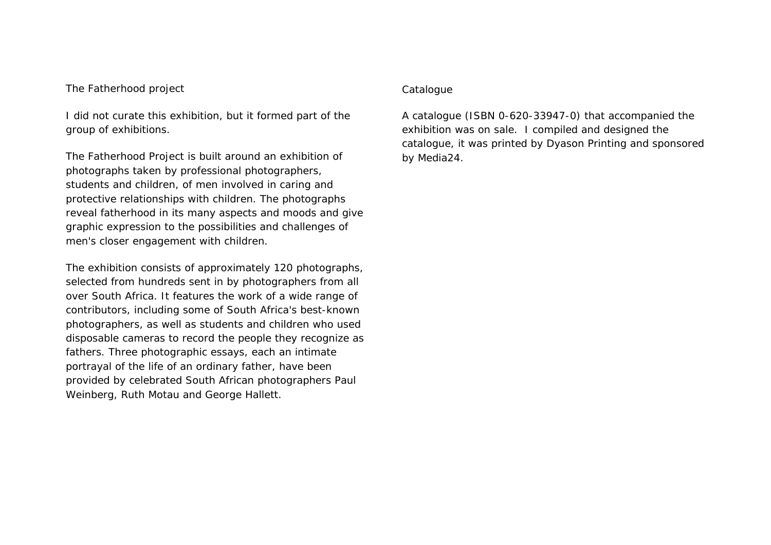## The Fatherhood project

I did not curate this exhibition, but it formed part of the group of exhibitions.

The Fatherhood Project is built around an exhibition of photographs taken by professional photographers, students and children, of men involved in caring and protective relationships with children. The photographs reveal fatherhood in its many aspects and moods and give graphic expression to the possibilities and challenges of men's closer engagement with children.

The exhibition consists of approximately 120 photographs, selected from hundreds sent in by photographers from all over South Africa. It features the work of a wide range of contributors, including some of South Africa's best-known photographers, as well as students and children who used disposable cameras to record the people they recognize as fathers. Three photographic essays, each an intimate portrayal of the life of an ordinary father, have been provided by celebrated South African photographers Paul Weinberg, Ruth Motau and George Hallett.

## Catalogue

A catalogue (ISBN 0-620-33947-0) that accompanied the exhibition was on sale. I compiled and designed the catalogue, it was printed by Dyason Printing and sponsored by Media24.